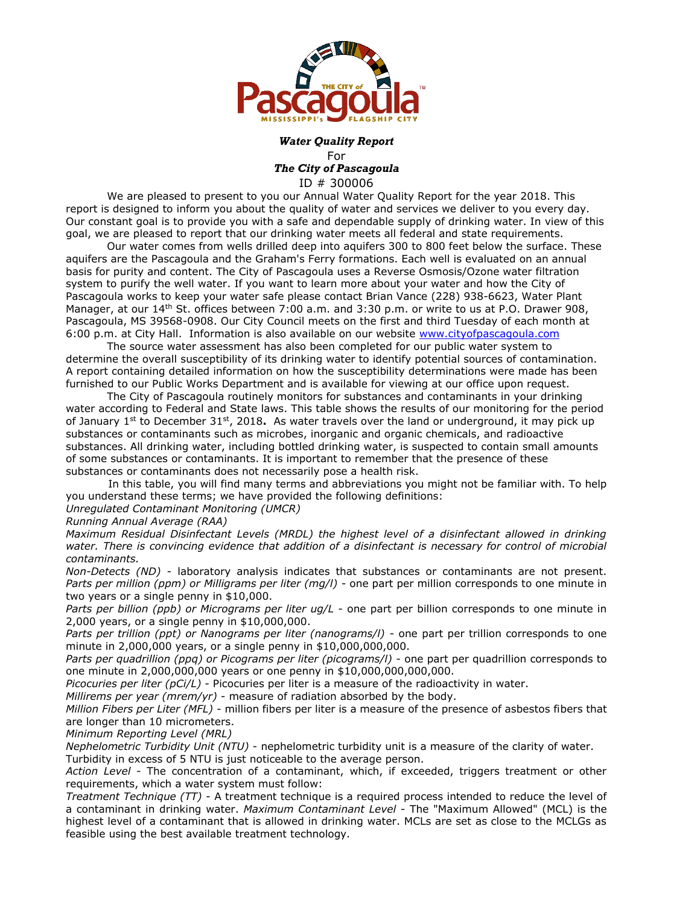***Water Quality Report***

For

***The City of Pascagoula***

ID # 300006

We are pleased to present to you our Annual Water Quality Report for the year 2018. This report is designed to inform you about the quality of water and services we deliver to you every day. Our constant goal is to provide you with a safe and dependable supply of drinking water. In view of this goal, we are pleased to report that our drinking water meets all federal and state requirements.

Our water comes from wells drilled deep into aquifers 300 to 800 feet below the surface. These aquifers are the Pascagoula and the Graham's Ferry formations. Each well is evaluated on an annual basis for purity and content. The City of Pascagoula uses a Reverse Osmosis/Ozone water filtration system to purify the well water. If you want to learn more about your water and how the City of Pascagoula works to keep your water safe please contact Brian Vance (228) 938-6623, Water Plant Manager, at our 14th St. offices between 7:00 a.m. and 3:30 p.m. or write to us at P.O. Drawer 908, Pascagoula, MS 39568-0908. Our City Council meets on the first and third Tuesday of each month at 6:00 p.m. at City Hall. Information is also available on our website www.cityofpascagoula.com

The source water assessment has also been completed for our public water system to determine the overall susceptibility of its drinking water to identify potential sources of contamination. A report containing detailed information on how the susceptibility determinations were made has been furnished to our Public Works Department and is available for viewing at our office upon request.

The City of Pascagoula routinely monitors for substances and contaminants in your drinking water according to Federal and State laws. This table shows the results of our monitoring for the period of January 1st to December 31st, 2018**.** As water travels over the land or underground, it may pick up substances or contaminants such as microbes, inorganic and organic chemicals, and radioactive substances. All drinking water, including bottled drinking water, is suspected to contain small amounts of some substances or contaminants. It is important to remember that the presence of these substances or contaminants does not necessarily pose a health risk.

In this table, you will find many terms and abbreviations you might not be familiar with. To help you understand these terms; we have provided the following definitions:

*Unregulated Contaminant Monitoring (UMCR)*

*Running Annual Average (RAA)*

*Maximum Residual Disinfectant Levels (MRDL) the highest level of a disinfectant allowed in drinking water. There is convincing evidence that addition of a disinfectant is necessary for control of microbial contaminants.*

*Non-Detects (ND)* - laboratory analysis indicates that substances or contaminants are not present.

*Parts per million (ppm) or Milligrams per liter (mg/l)* - one part per million corresponds to one minute in two years or a single penny in $10,000.

*Parts per billion (ppb) or Micrograms per liter ug/L* - one part per billion corresponds to one minute in 2,000 years, or a single penny in $10,000,000.

*Parts per trillion (ppt) or Nanograms per liter (nanograms/l)* - one part per trillion corresponds to one minute in 2,000,000 years, or a single penny in $10,000,000,000.

*Parts per quadrillion (ppq) or Picograms per liter (picograms/l)* - one part per quadrillion corresponds to one minute in 2,000,000,000 years or one penny in $10,000,000,000,000.

*Picocuries per liter (pCi/L)* - Picocuries per liter is a measure of the radioactivity in water.

*Millirems per year (mrem/yr)* - measure of radiation absorbed by the body.

*Million Fibers per Liter (MFL)* - million fibers per liter is a measure of the presence of asbestos fibers that are longer than 10 micrometers.

*Minimum Reporting Level (MRL)*

*Nephelometric Turbidity Unit (NTU)* - nephelometric turbidity unit is a measure of the clarity of water. Turbidity in excess of 5 NTU is just noticeable to the average person.

*Action Level* - The concentration of a contaminant, which, if exceeded, triggers treatment or other requirements, which a water system must follow:

*Treatment Technique (TT)* - A treatment technique is a required process intended to reduce the level of a contaminant in drinking water. *Maximum Contaminant Level* - The "Maximum Allowed" (MCL) is the highest level of a contaminant that is allowed in drinking water. MCLs are set as close to the MCLGs as feasible using the best available treatment technology.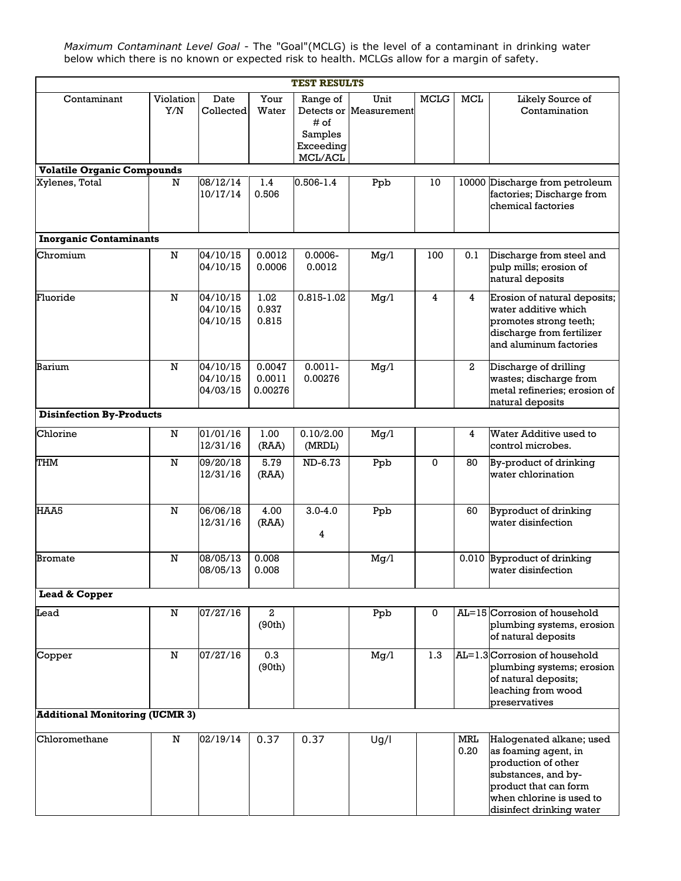*Maximum Contaminant Level Goal* - The "Goal"(MCLG) is the level of a contaminant in drinking water below which there is no known or expected risk to health. MCLGs allow for a margin of safety.

| TEST RESULTS | | | | | | | | |
|---|---|---|---|---|---|---|---|---|
| Contaminant | Violation Y/N | Date Collected | Your Water | Range of Detects or # of Samples Exceeding MCL/ACL | Unit Measurement | MCLG | MCL | Likely Source of Contamination |
| **Volatile Organic Compounds** | | | | | | | | |
| Xylenes, Total | N | 08/12/14<br>10/17/14 | 1.4<br>0.506 | 0.506-1.4 | Ppb | 10 | 10000 | Discharge from petroleum factories; Discharge from chemical factories |
| **Inorganic Contaminants** | | | | | | | | |
| Chromium | N | 04/10/15<br>04/10/15 | 0.0012<br>0.0006 | 0.0006-0.0012 | Mg/l | 100 | 0.1 | Discharge from steel and pulp mills; erosion of natural deposits |
| Fluoride | N | 04/10/15<br>04/10/15<br>04/10/15 | 1.02<br>0.937<br>0.815 | 0.815-1.02 | Mg/l | 4 | 4 | Erosion of natural deposits; water additive which promotes strong teeth; discharge from fertilizer and aluminum factories |
| Barium | N | 04/10/15<br>04/10/15<br>04/03/15 | 0.0047<br>0.0011<br>0.00276 | 0.0011-0.00276 | Mg/l | | 2 | Discharge of drilling wastes; discharge from metal refineries; erosion of natural deposits |
| **Disinfection By-Products** | | | | | | | | |
| Chlorine | N | 01/01/16<br>12/31/16 | 1.00 (RAA) | 0.10/2.00 (MRDL) | Mg/l | | 4 | Water Additive used to control microbes. |
| THM | N | 09/20/18<br>12/31/16 | 5.79 (RAA) | ND-6.73 | Ppb | 0 | 80 | By-product of drinking water chlorination |
| HAA5 | N | 06/06/18<br>12/31/16 | 4.00 (RAA) | 3.0-4.0<br>4 | Ppb | | 60 | Byproduct of drinking water disinfection |
| Bromate | N | 08/05/13<br>08/05/13 | 0.008<br>0.008 | | Mg/l | | 0.010 | Byproduct of drinking water disinfection |
| **Lead & Copper** | | | | | | | | |
| Lead | N | 07/27/16 | 2 (90th) | | Ppb | 0 | AL=15 | Corrosion of household plumbing systems, erosion of natural deposits |
| Copper | N | 07/27/16 | 0.3 (90th) | | Mg/l | 1.3 | AL=1.3 | Corrosion of household plumbing systems; erosion of natural deposits; leaching from wood preservatives |
| **Additional Monitoring (UCMR 3)** | | | | | | | | |
| Chloromethane | N | 02/19/14 | 0.37 | 0.37 | Ug/l | | MRL 0.20 | Halogenated alkane; used as foaming agent, in production of other substances, and by-product that can form when chlorine is used to disinfect drinking water |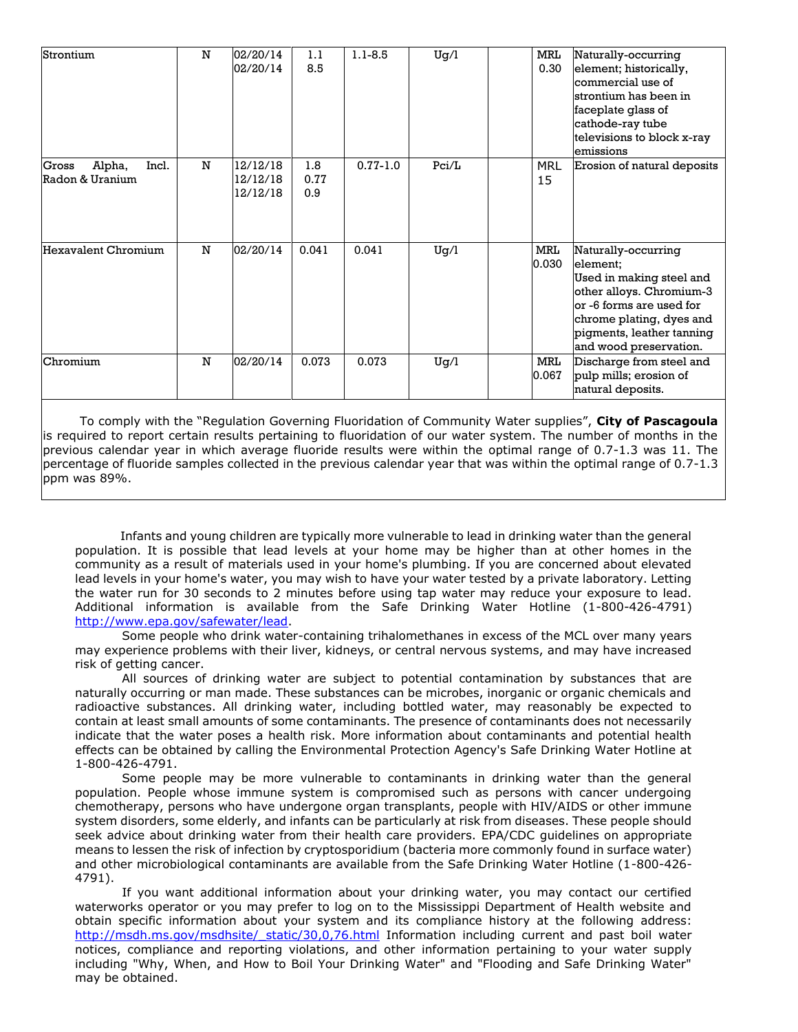| Strontium | N | 02/20/14<br>02/20/14 | 1.1<br>8.5 | 1.1-8.5 | Ug/l | | MRL 0.30 | Naturally-occurring element; historically, commercial use of strontium has been in faceplate glass of cathode-ray tube televisions to block x-ray emissions |
|---|---|---|---|---|---|---|---|---|
| Gross Alpha, Incl. Radon & Uranium | N | 12/12/18<br>12/12/18<br>12/12/18 | 1.8<br>0.77<br>0.9 | 0.77-1.0 | Pci/L | | MRL 15 | Erosion of natural deposits |
| Hexavalent Chromium | N | 02/20/14 | 0.041 | 0.041 | Ug/l | | MRL 0.030 | Naturally-occurring element; Used in making steel and other alloys. Chromium-3 or -6 forms are used for chrome plating, dyes and pigments, leather tanning and wood preservation. |
| Chromium | N | 02/20/14 | 0.073 | 0.073 | Ug/l | | MRL 0.067 | Discharge from steel and pulp mills; erosion of natural deposits. |

To comply with the "Regulation Governing Fluoridation of Community Water supplies", **City of Pascagoula** is required to report certain results pertaining to fluoridation of our water system. The number of months in the previous calendar year in which average fluoride results were within the optimal range of 0.7-1.3 was 11. The percentage of fluoride samples collected in the previous calendar year that was within the optimal range of 0.7-1.3 ppm was 89%.

Infants and young children are typically more vulnerable to lead in drinking water than the general population. It is possible that lead levels at your home may be higher than at other homes in the community as a result of materials used in your home's plumbing. If you are concerned about elevated lead levels in your home's water, you may wish to have your water tested by a private laboratory. Letting the water run for 30 seconds to 2 minutes before using tap water may reduce your exposure to lead. Additional information is available from the Safe Drinking Water Hotline (1-800-426-4791) http://www.epa.gov/safewater/lead.

Some people who drink water-containing trihalomethanes in excess of the MCL over many years may experience problems with their liver, kidneys, or central nervous systems, and may have increased risk of getting cancer.

All sources of drinking water are subject to potential contamination by substances that are naturally occurring or man made. These substances can be microbes, inorganic or organic chemicals and radioactive substances. All drinking water, including bottled water, may reasonably be expected to contain at least small amounts of some contaminants. The presence of contaminants does not necessarily indicate that the water poses a health risk. More information about contaminants and potential health effects can be obtained by calling the Environmental Protection Agency's Safe Drinking Water Hotline at 1-800-426-4791.

Some people may be more vulnerable to contaminants in drinking water than the general population. People whose immune system is compromised such as persons with cancer undergoing chemotherapy, persons who have undergone organ transplants, people with HIV/AIDS or other immune system disorders, some elderly, and infants can be particularly at risk from diseases. These people should seek advice about drinking water from their health care providers. EPA/CDC guidelines on appropriate means to lessen the risk of infection by cryptosporidium (bacteria more commonly found in surface water) and other microbiological contaminants are available from the Safe Drinking Water Hotline (1-800-426-4791).

If you want additional information about your drinking water, you may contact our certified waterworks operator or you may prefer to log on to the Mississippi Department of Health website and obtain specific information about your system and its compliance history at the following address: http://msdh.ms.gov/msdhsite/_static/30,0,76.html Information including current and past boil water notices, compliance and reporting violations, and other information pertaining to your water supply including "Why, When, and How to Boil Your Drinking Water" and "Flooding and Safe Drinking Water" may be obtained.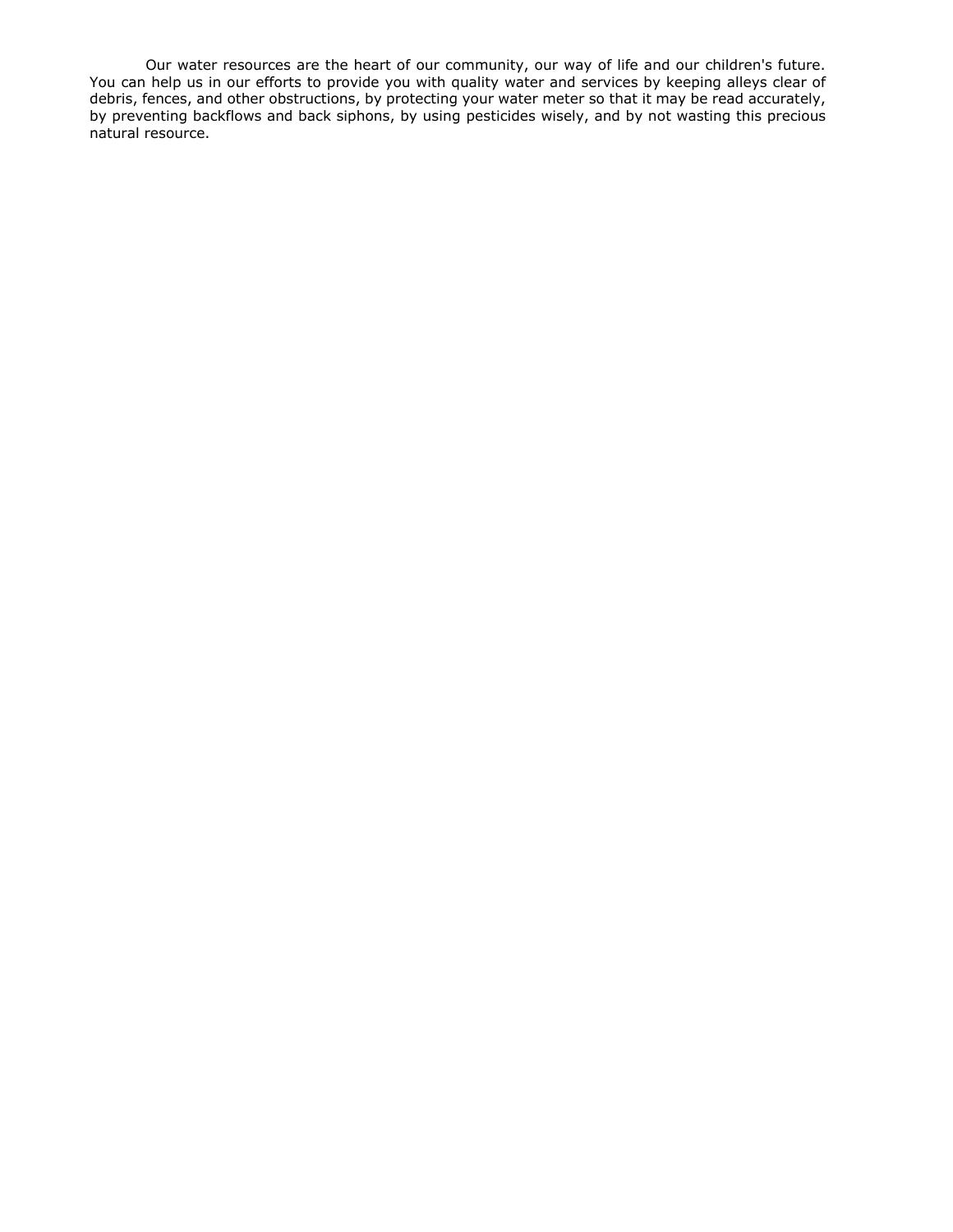Our water resources are the heart of our community, our way of life and our children's future. You can help us in our efforts to provide you with quality water and services by keeping alleys clear of debris, fences, and other obstructions, by protecting your water meter so that it may be read accurately, by preventing backflows and back siphons, by using pesticides wisely, and by not wasting this precious natural resource.